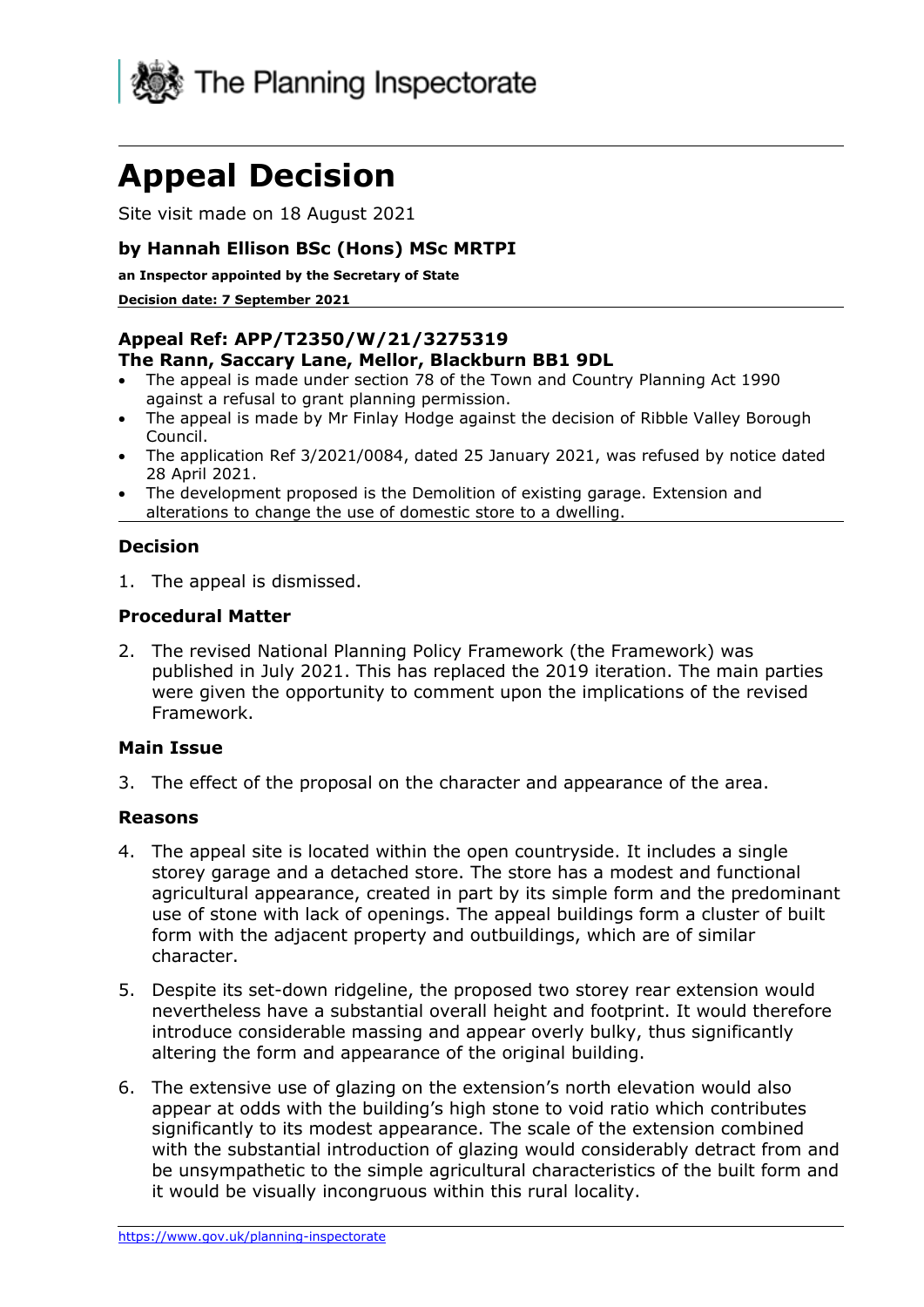The Planning Inspectorate

# Appeal Decision

Site visit made on 18 August 2021

**by Hannah Ellison BSc (Hons) MSc MRTPI**

**an Inspector appointed by the Secretary of State**

**Decision date: 7 September 2021**

**Appeal Ref: APP/T2350/W/21/3275319**
**The Rann, Saccary Lane, Mellor, Blackburn BB1 9DL**

- The appeal is made under section 78 of the Town and Country Planning Act 1990 against a refusal to grant planning permission.
- The appeal is made by Mr Finlay Hodge against the decision of Ribble Valley Borough Council.
- The application Ref 3/2021/0084, dated 25 January 2021, was refused by notice dated 28 April 2021.
- The development proposed is the Demolition of existing garage. Extension and alterations to change the use of domestic store to a dwelling.

### Decision

1. The appeal is dismissed.

### Procedural Matter

2. The revised National Planning Policy Framework (the Framework) was published in July 2021. This has replaced the 2019 iteration. The main parties were given the opportunity to comment upon the implications of the revised Framework.

### Main Issue

3. The effect of the proposal on the character and appearance of the area.

### Reasons

4. The appeal site is located within the open countryside. It includes a single storey garage and a detached store. The store has a modest and functional agricultural appearance, created in part by its simple form and the predominant use of stone with lack of openings. The appeal buildings form a cluster of built form with the adjacent property and outbuildings, which are of similar character.

5. Despite its set-down ridgeline, the proposed two storey rear extension would nevertheless have a substantial overall height and footprint. It would therefore introduce considerable massing and appear overly bulky, thus significantly altering the form and appearance of the original building.

6. The extensive use of glazing on the extension's north elevation would also appear at odds with the building's high stone to void ratio which contributes significantly to its modest appearance. The scale of the extension combined with the substantial introduction of glazing would considerably detract from and be unsympathetic to the simple agricultural characteristics of the built form and it would be visually incongruous within this rural locality.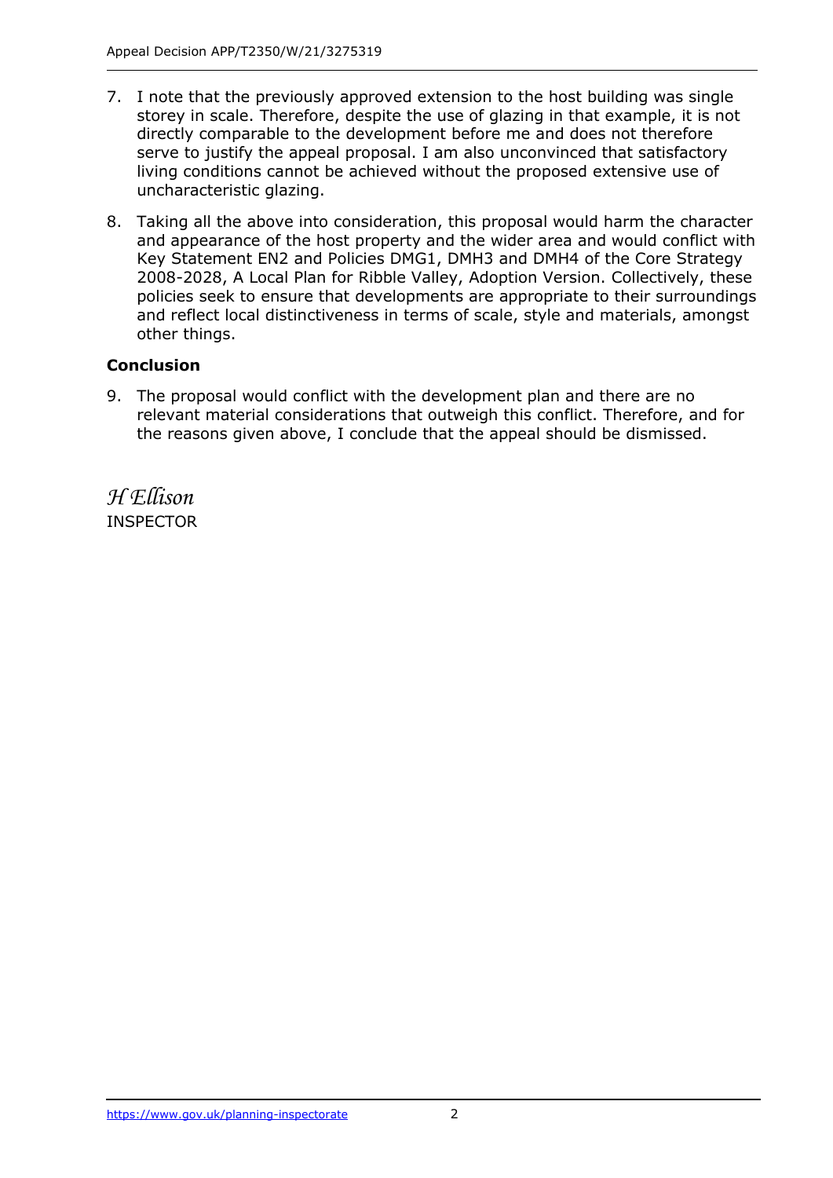7. I note that the previously approved extension to the host building was single storey in scale. Therefore, despite the use of glazing in that example, it is not directly comparable to the development before me and does not therefore serve to justify the appeal proposal. I am also unconvinced that satisfactory living conditions cannot be achieved without the proposed extensive use of uncharacteristic glazing.

8. Taking all the above into consideration, this proposal would harm the character and appearance of the host property and the wider area and would conflict with Key Statement EN2 and Policies DMG1, DMH3 and DMH4 of the Core Strategy 2008-2028, A Local Plan for Ribble Valley, Adoption Version. Collectively, these policies seek to ensure that developments are appropriate to their surroundings and reflect local distinctiveness in terms of scale, style and materials, amongst other things.

### Conclusion

9. The proposal would conflict with the development plan and there are no relevant material considerations that outweigh this conflict. Therefore, and for the reasons given above, I conclude that the appeal should be dismissed.

*H Ellison*

INSPECTOR